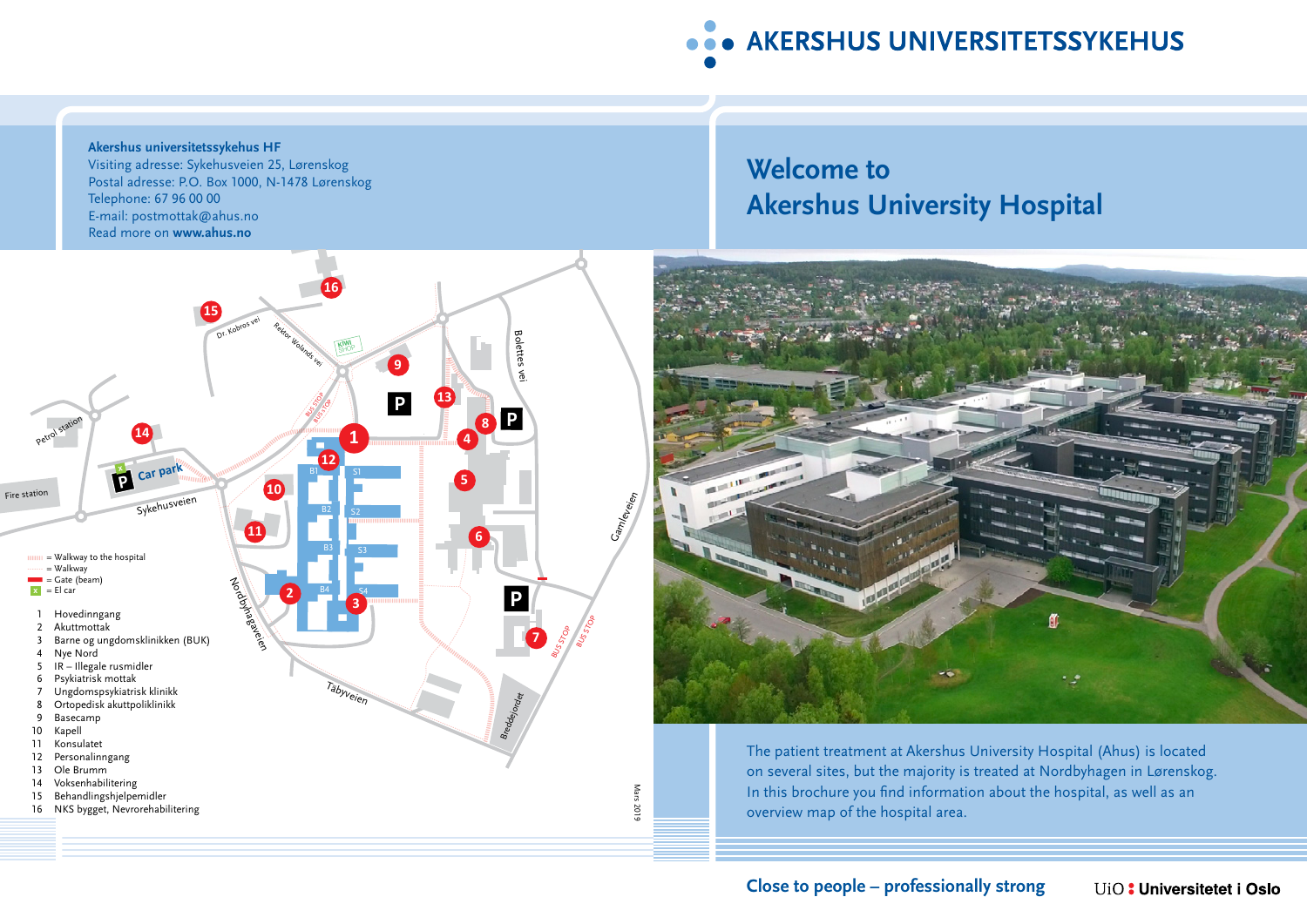# AKERSHUS UNIVERSITETSSYKEHUS

**Akershus universitetssykehus HF**
Visiting adresse: Sykehusveien 25, Lørenskog
Postal adresse: P.O. Box 1000, N-1478 Lørenskog
Telephone: 67 96 00 00
E-mail: postmottak@ahus.no
Read more on **www.ahus.no**

## Welcome to Akershus University Hospital

- = Walkway to the hospital
- = Walkway
- = Gate (beam)
- = El car

1. Hovedinngang
2. Akuttmottak
3. Barne og ungdomsklinikken (BUK)
4. Nye Nord
5. IR – Illegale rusmidler
6. Psykiatrisk mottak
7. Ungdomspsykiatrisk klinikk
8. Ortopedisk akuttpoliklinikk
9. Basecamp
10. Kapell
11. Konsulatet
12. Personalinngang
13. Ole Brumm
14. Voksenhabilitering
15. Behandlingshjelpemidler
16. NKS bygget, Nevrorehabilitering

Mars 2019

The patient treatment at Akershus University Hospital (Ahus) is located on several sites, but the majority is treated at Nordbyhagen in Lørenskog. In this brochure you find information about the hospital, as well as an overview map of the hospital area.

**Close to people – professionally strong**

UiO : Universitetet i Oslo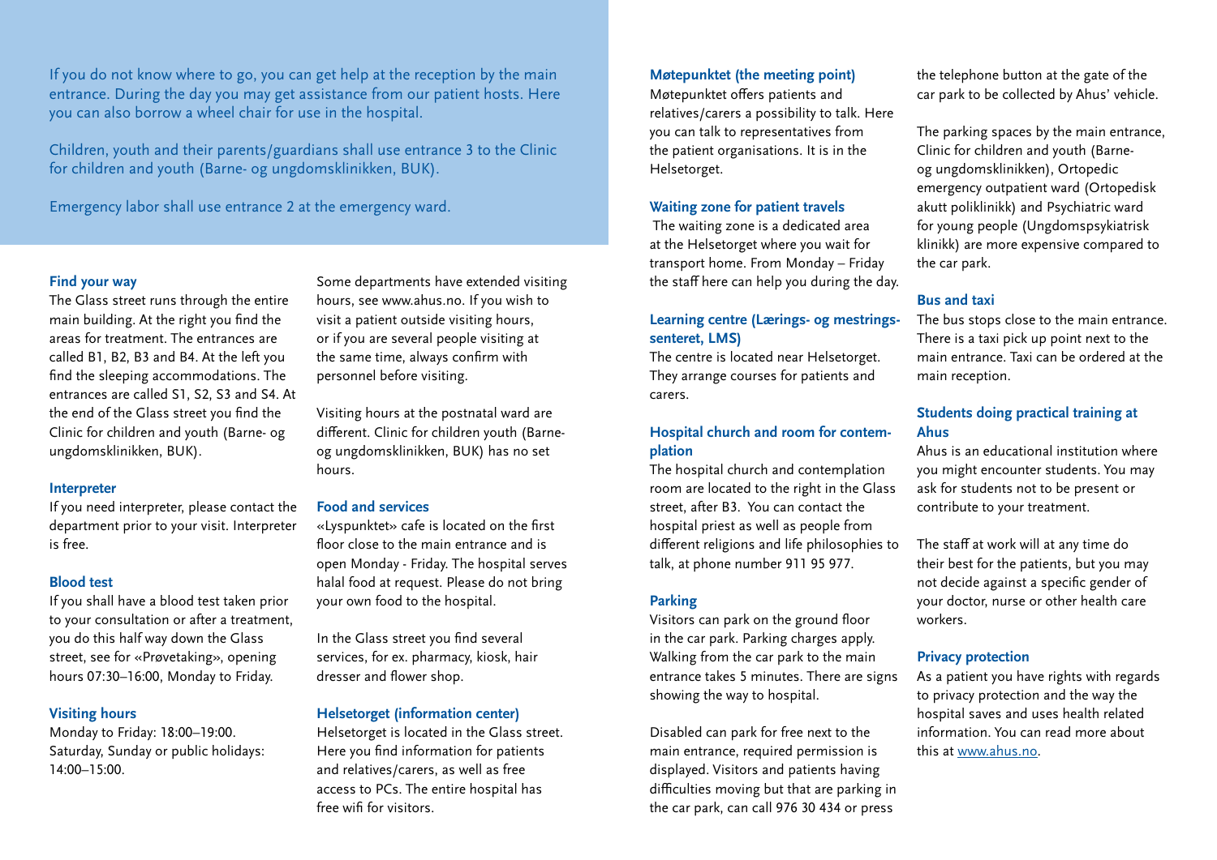If you do not know where to go, you can get help at the reception by the main entrance. During the day you may get assistance from our patient hosts. Here you can also borrow a wheel chair for use in the hospital.

Children, youth and their parents/guardians shall use entrance 3 to the Clinic for children and youth (Barne- og ungdomsklinikken, BUK).

Emergency labor shall use entrance 2 at the emergency ward.

### Find your way

The Glass street runs through the entire main building. At the right you find the areas for treatment. The entrances are called B1, B2, B3 and B4. At the left you find the sleeping accommodations. The entrances are called S1, S2, S3 and S4. At the end of the Glass street you find the Clinic for children and youth (Barne- og ungdomsklinikken, BUK).

### Interpreter

If you need interpreter, please contact the department prior to your visit. Interpreter is free.

### Blood test

If you shall have a blood test taken prior to your consultation or after a treatment, you do this half way down the Glass street, see for «Prøvetaking», opening hours 07:30–16:00, Monday to Friday.

### Visiting hours

Monday to Friday: 18:00–19:00.
Saturday, Sunday or public holidays: 14:00–15:00.

Some departments have extended visiting hours, see www.ahus.no. If you wish to visit a patient outside visiting hours, or if you are several people visiting at the same time, always confirm with personnel before visiting.

Visiting hours at the postnatal ward are different. Clinic for children youth (Barne- og ungdomsklinikken, BUK) has no set hours.

### Food and services

«Lyspunktet» cafe is located on the first floor close to the main entrance and is open Monday - Friday. The hospital serves halal food at request. Please do not bring your own food to the hospital.

In the Glass street you find several services, for ex. pharmacy, kiosk, hair dresser and flower shop.

### Helsetorget (information center)

Helsetorget is located in the Glass street. Here you find information for patients and relatives/carers, as well as free access to PCs. The entire hospital has free wifi for visitors.

### Møtepunktet (the meeting point)

Møtepunktet offers patients and relatives/carers a possibility to talk. Here you can talk to representatives from the patient organisations. It is in the Helsetorget.

### Waiting zone for patient travels

The waiting zone is a dedicated area at the Helsetorget where you wait for transport home. From Monday – Friday the staff here can help you during the day.

### Learning centre (Lærings- og mestrings-senteret, LMS)

The centre is located near Helsetorget. They arrange courses for patients and carers.

### Hospital church and room for contemplation

The hospital church and contemplation room are located to the right in the Glass street, after B3. You can contact the hospital priest as well as people from different religions and life philosophies to talk, at phone number 911 95 977.

### Parking

Visitors can park on the ground floor in the car park. Parking charges apply. Walking from the car park to the main entrance takes 5 minutes. There are signs showing the way to hospital.

Disabled can park for free next to the main entrance, required permission is displayed. Visitors and patients having difficulties moving but that are parking in the car park, can call 976 30 434 or press the telephone button at the gate of the car park to be collected by Ahus' vehicle.

The parking spaces by the main entrance, Clinic for children and youth (Barne- og ungdomsklinikken), Ortopedic emergency outpatient ward (Ortopedisk akutt poliklinikk) and Psychiatric ward for young people (Ungdomspsykiatrisk klinikk) are more expensive compared to the car park.

### Bus and taxi

The bus stops close to the main entrance. There is a taxi pick up point next to the main entrance. Taxi can be ordered at the main reception.

### Students doing practical training at Ahus

Ahus is an educational institution where you might encounter students. You may ask for students not to be present or contribute to your treatment.

The staff at work will at any time do their best for the patients, but you may not decide against a specific gender of your doctor, nurse or other health care workers.

### Privacy protection

As a patient you have rights with regards to privacy protection and the way the hospital saves and uses health related information. You can read more about this at www.ahus.no.